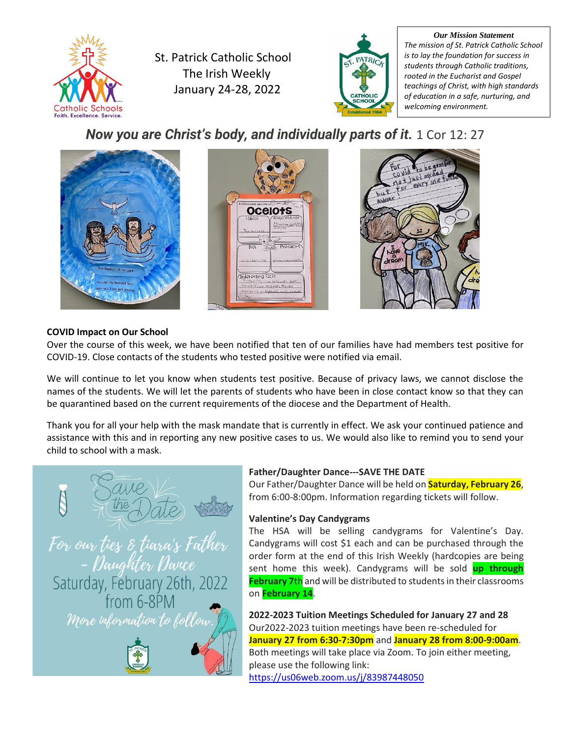St. Patrick Catholic School
The Irish Weekly
January 24-28, 2022

**Our Mission Statement**

*The mission of St. Patrick Catholic School is to lay the foundation for success in students through Catholic traditions, rooted in the Eucharist and Gospel teachings of Christ, with high standards of education in a safe, nurturing, and welcoming environment.*

***Now you are Christ's body, and individually parts of it.*** 1 Cor 12: 27

**COVID Impact on Our School**

Over the course of this week, we have been notified that ten of our families have had members test positive for COVID-19. Close contacts of the students who tested positive were notified via email.

We will continue to let you know when students test positive. Because of privacy laws, we cannot disclose the names of the students. We will let the parents of students who have been in close contact know so that they can be quarantined based on the current requirements of the diocese and the Department of Health.

Thank you for all your help with the mask mandate that is currently in effect. We ask your continued patience and assistance with this and in reporting any new positive cases to us. We would also like to remind you to send your child to school with a mask.

Save the Date
For our ties & tiara's Father - Daughter Dance
Saturday, February 26th, 2022
from 6-8PM
More information to follow.

**Father/Daughter Dance---SAVE THE DATE**

Our Father/Daughter Dance will be held on **Saturday, February 26**, from 6:00-8:00pm. Information regarding tickets will follow.

**Valentine's Day Candygrams**

The HSA will be selling candygrams for Valentine's Day. Candygrams will cost $1 each and can be purchased through the order form at the end of this Irish Weekly (hardcopies are being sent home this week). Candygrams will be sold **up through February 7**th and will be distributed to students in their classrooms on **February 14**.

**2022-2023 Tuition Meetings Scheduled for January 27 and 28**

Our2022-2023 tuition meetings have been re-scheduled for **January 27 from 6:30-7:30pm** and **January 28 from 8:00-9:00am**. Both meetings will take place via Zoom. To join either meeting, please use the following link:
https://us06web.zoom.us/j/83987448050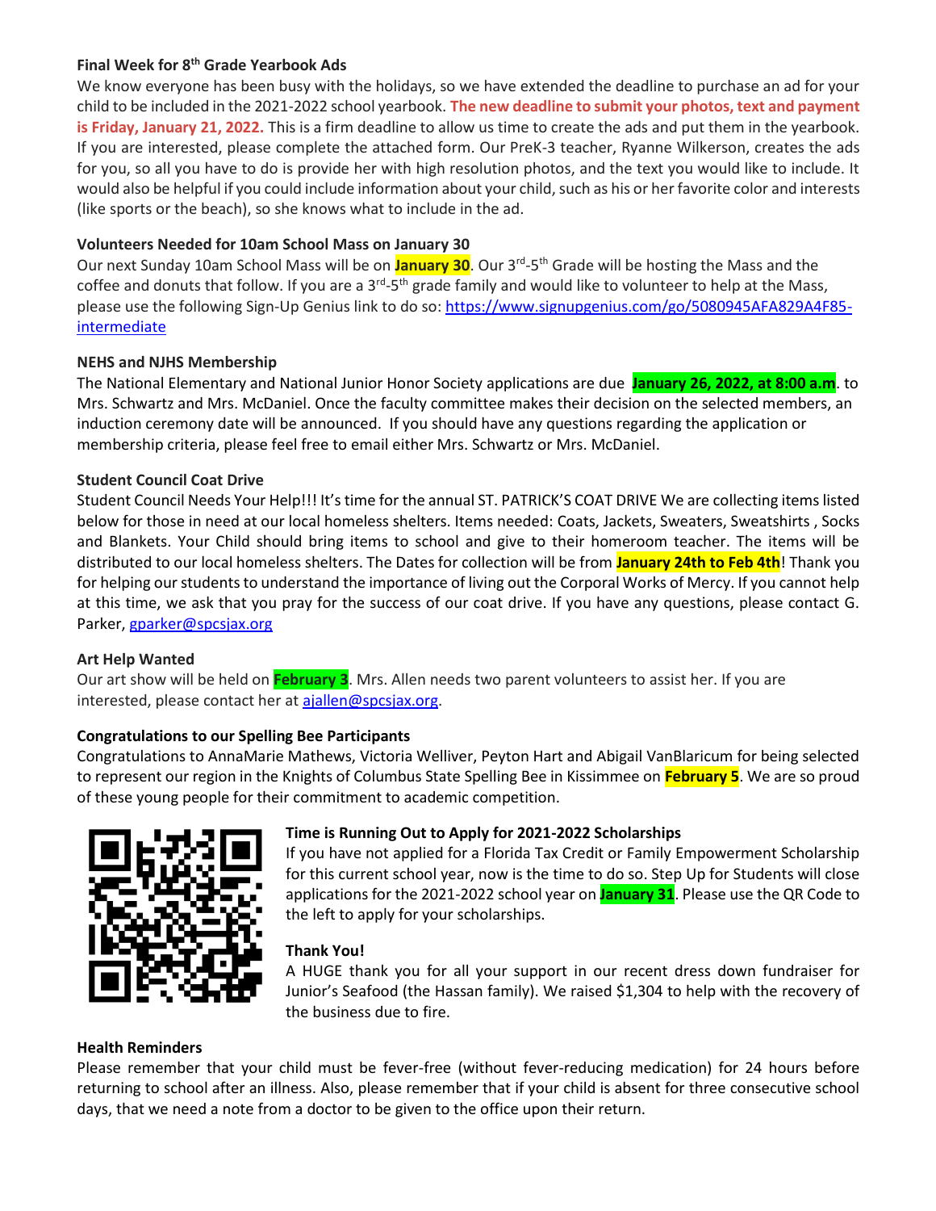**Final Week for 8th Grade Yearbook Ads**

We know everyone has been busy with the holidays, so we have extended the deadline to purchase an ad for your child to be included in the 2021-2022 school yearbook. **The new deadline to submit your photos, text and payment is Friday, January 21, 2022.** This is a firm deadline to allow us time to create the ads and put them in the yearbook. If you are interested, please complete the attached form. Our PreK-3 teacher, Ryanne Wilkerson, creates the ads for you, so all you have to do is provide her with high resolution photos, and the text you would like to include. It would also be helpful if you could include information about your child, such as his or her favorite color and interests (like sports or the beach), so she knows what to include in the ad.

**Volunteers Needed for 10am School Mass on January 30**

Our next Sunday 10am School Mass will be on **January 30**. Our 3rd-5th Grade will be hosting the Mass and the coffee and donuts that follow. If you are a 3rd-5th grade family and would like to volunteer to help at the Mass, please use the following Sign-Up Genius link to do so: https://www.signupgenius.com/go/5080945AFA829A4F85-intermediate

**NEHS and NJHS Membership**

The National Elementary and National Junior Honor Society applications are due **January 26, 2022, at 8:00 a.m**. to Mrs. Schwartz and Mrs. McDaniel. Once the faculty committee makes their decision on the selected members, an induction ceremony date will be announced. If you should have any questions regarding the application or membership criteria, please feel free to email either Mrs. Schwartz or Mrs. McDaniel.

**Student Council Coat Drive**

Student Council Needs Your Help!!! It's time for the annual ST. PATRICK'S COAT DRIVE We are collecting items listed below for those in need at our local homeless shelters. Items needed: Coats, Jackets, Sweaters, Sweatshirts , Socks and Blankets. Your Child should bring items to school and give to their homeroom teacher. The items will be distributed to our local homeless shelters. The Dates for collection will be from **January 24th to Feb 4th**! Thank you for helping our students to understand the importance of living out the Corporal Works of Mercy. If you cannot help at this time, we ask that you pray for the success of our coat drive. If you have any questions, please contact G. Parker, gparker@spcsjax.org

**Art Help Wanted**

Our art show will be held on **February 3**. Mrs. Allen needs two parent volunteers to assist her. If you are interested, please contact her at ajallen@spcsjax.org.

**Congratulations to our Spelling Bee Participants**

Congratulations to AnnaMarie Mathews, Victoria Welliver, Peyton Hart and Abigail VanBlaricum for being selected to represent our region in the Knights of Columbus State Spelling Bee in Kissimmee on **February 5**. We are so proud of these young people for their commitment to academic competition.

**Time is Running Out to Apply for 2021-2022 Scholarships**

If you have not applied for a Florida Tax Credit or Family Empowerment Scholarship for this current school year, now is the time to do so. Step Up for Students will close applications for the 2021-2022 school year on **January 31**. Please use the QR Code to the left to apply for your scholarships.

**Thank You!**

A HUGE thank you for all your support in our recent dress down fundraiser for Junior's Seafood (the Hassan family). We raised $1,304 to help with the recovery of the business due to fire.

**Health Reminders**

Please remember that your child must be fever-free (without fever-reducing medication) for 24 hours before returning to school after an illness. Also, please remember that if your child is absent for three consecutive school days, that we need a note from a doctor to be given to the office upon their return.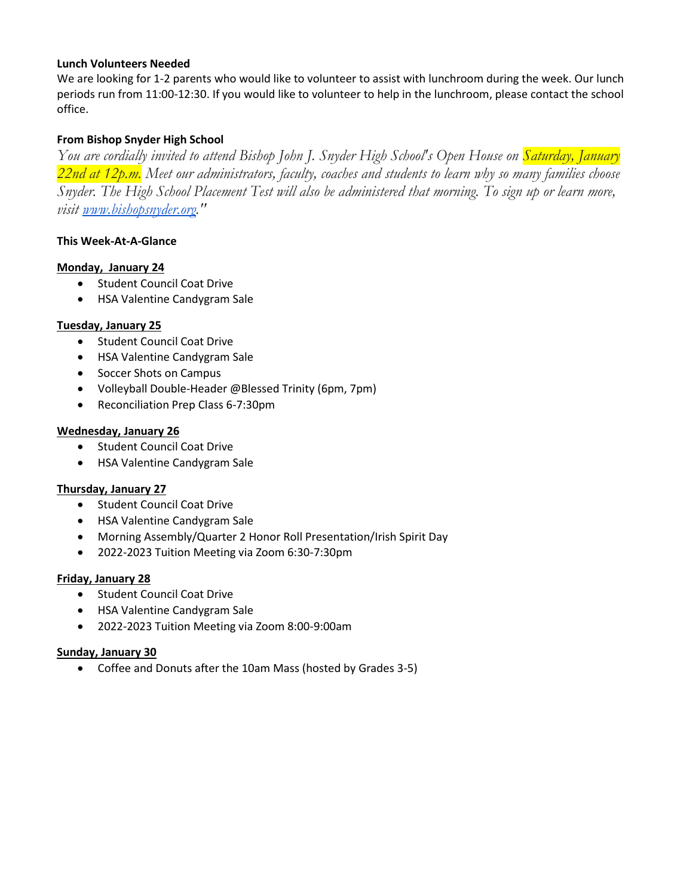**Lunch Volunteers Needed**

We are looking for 1-2 parents who would like to volunteer to assist with lunchroom during the week. Our lunch periods run from 11:00-12:30. If you would like to volunteer to help in the lunchroom, please contact the school office.

**From Bishop Snyder High School**

*You are cordially invited to attend Bishop John J. Snyder High School's Open House on Saturday, January 22nd at 12p.m. Meet our administrators, faculty, coaches and students to learn why so many families choose Snyder. The High School Placement Test will also be administered that morning. To sign up or learn more, visit [www.bishopsnyder.org](www.bishopsnyder.org)."*

**This Week-At-A-Glance**

**Monday, January 24**

- Student Council Coat Drive
- HSA Valentine Candygram Sale

**Tuesday, January 25**

- Student Council Coat Drive
- HSA Valentine Candygram Sale
- Soccer Shots on Campus
- Volleyball Double-Header @Blessed Trinity (6pm, 7pm)
- Reconciliation Prep Class 6-7:30pm

**Wednesday, January 26**

- Student Council Coat Drive
- HSA Valentine Candygram Sale

**Thursday, January 27**

- Student Council Coat Drive
- HSA Valentine Candygram Sale
- Morning Assembly/Quarter 2 Honor Roll Presentation/Irish Spirit Day
- 2022-2023 Tuition Meeting via Zoom 6:30-7:30pm

**Friday, January 28**

- Student Council Coat Drive
- HSA Valentine Candygram Sale
- 2022-2023 Tuition Meeting via Zoom 8:00-9:00am

**Sunday, January 30**

- Coffee and Donuts after the 10am Mass (hosted by Grades 3-5)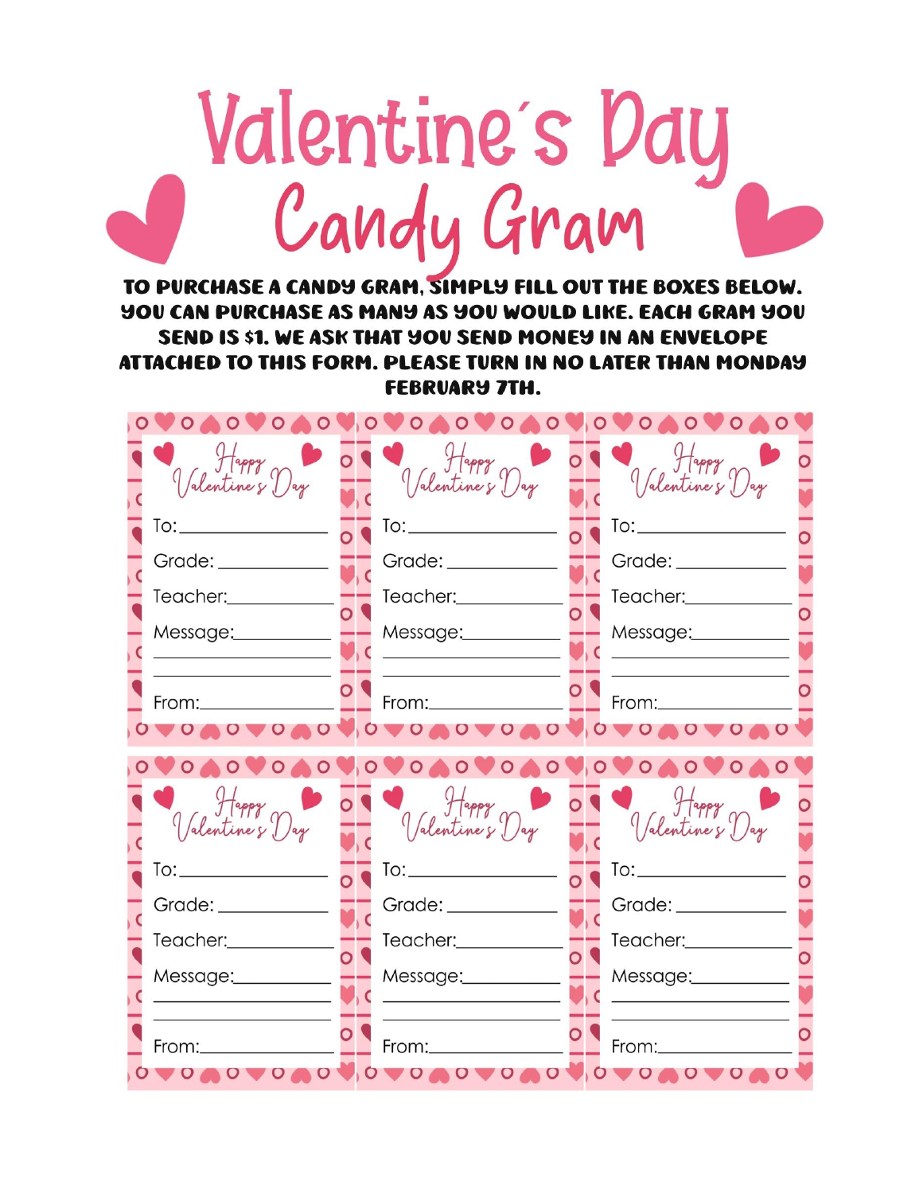# Valentine's Day Candy Gram

**TO PURCHASE A CANDY GRAM, SIMPLY FILL OUT THE BOXES BELOW. YOU CAN PURCHASE AS MANY AS YOU WOULD LIKE. EACH GRAM YOU SEND IS $1. WE ASK THAT YOU SEND MONEY IN AN ENVELOPE ATTACHED TO THIS FORM. PLEASE TURN IN NO LATER THAN MONDAY FEBRUARY 7TH.**

*Happy Valentine's Day*

To:______________

Grade: ___________

Teacher:___________

Message:___________

___________________

___________________

From:______________

*Happy Valentine's Day*

To:______________

Grade: ___________

Teacher:___________

Message:___________

___________________

___________________

From:______________

*Happy Valentine's Day*

To:______________

Grade: ___________

Teacher:___________

Message:___________

___________________

___________________

From:______________

*Happy Valentine's Day*

To:______________

Grade: ___________

Teacher:___________

Message:___________

___________________

___________________

From:______________

*Happy Valentine's Day*

To:______________

Grade: ___________

Teacher:___________

Message:___________

___________________

___________________

From:______________

*Happy Valentine's Day*

To:______________

Grade: ___________

Teacher:___________

Message:___________

___________________

___________________

From:______________